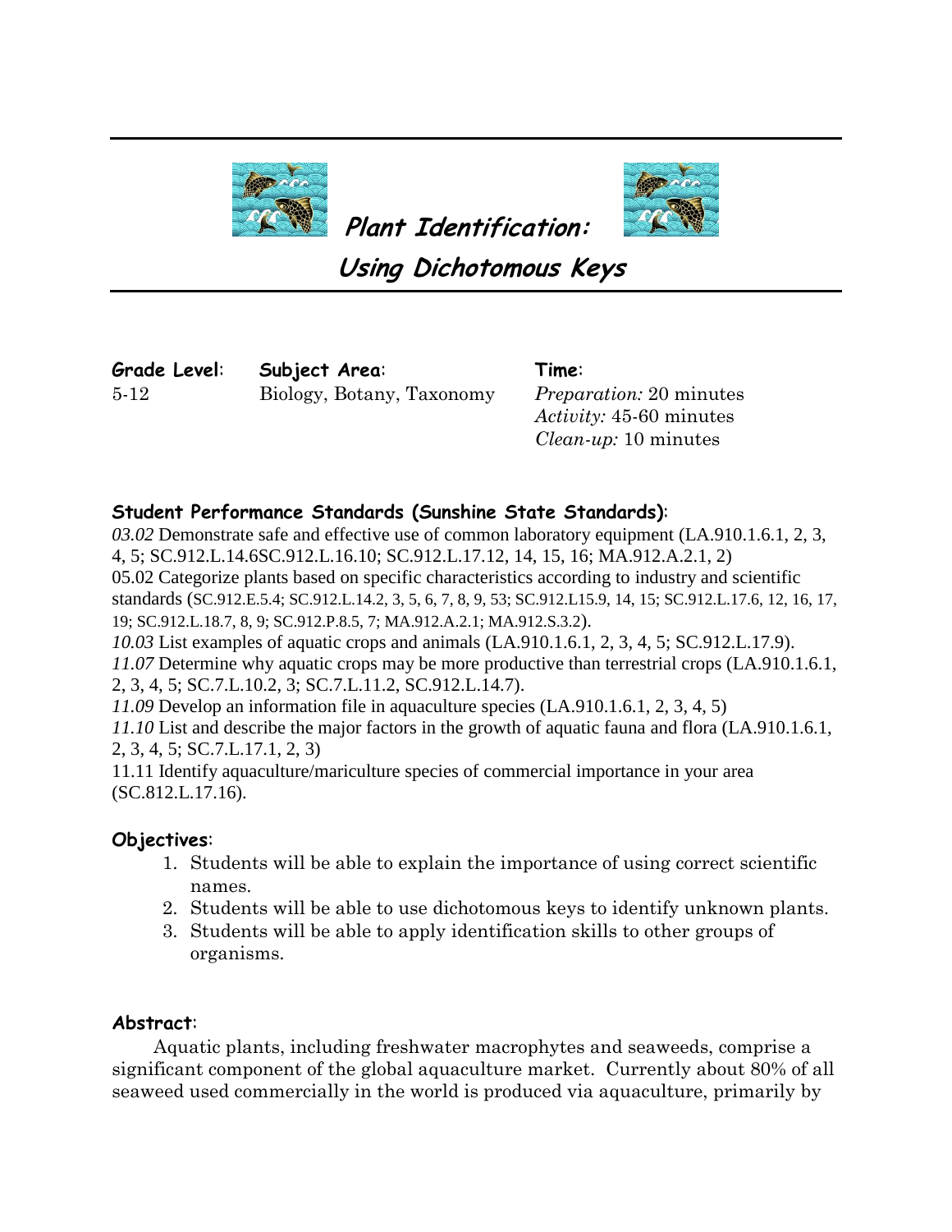# Plant Identification: Using Dichotomous Keys

**Grade Level:** 5-12

**Subject Area:** Biology, Botany, Taxonomy

**Time:**
*Preparation:* 20 minutes
*Activity:* 45-60 minutes
*Clean-up:* 10 minutes

**Student Performance Standards (Sunshine State Standards):**

*03.02* Demonstrate safe and effective use of common laboratory equipment (LA.910.1.6.1, 2, 3, 4, 5; SC.912.L.14.6SC.912.L.16.10; SC.912.L.17.12, 14, 15, 16; MA.912.A.2.1, 2)
05.02 Categorize plants based on specific characteristics according to industry and scientific standards (SC.912.E.5.4; SC.912.L.14.2, 3, 5, 6, 7, 8, 9, 53; SC.912.L15.9, 14, 15; SC.912.L.17.6, 12, 16, 17, 19; SC.912.L.18.7, 8, 9; SC.912.P.8.5, 7; MA.912.A.2.1; MA.912.S.3.2).
*10.03* List examples of aquatic crops and animals (LA.910.1.6.1, 2, 3, 4, 5; SC.912.L.17.9).
*11.07* Determine why aquatic crops may be more productive than terrestrial crops (LA.910.1.6.1, 2, 3, 4, 5; SC.7.L.10.2, 3; SC.7.L.11.2, SC.912.L.14.7).
*11.09* Develop an information file in aquaculture species (LA.910.1.6.1, 2, 3, 4, 5)
*11.10* List and describe the major factors in the growth of aquatic fauna and flora (LA.910.1.6.1, 2, 3, 4, 5; SC.7.L.17.1, 2, 3)
11.11 Identify aquaculture/mariculture species of commercial importance in your area (SC.812.L.17.16).

**Objectives:**

1. Students will be able to explain the importance of using correct scientific names.
2. Students will be able to use dichotomous keys to identify unknown plants.
3. Students will be able to apply identification skills to other groups of organisms.

**Abstract:**

Aquatic plants, including freshwater macrophytes and seaweeds, comprise a significant component of the global aquaculture market. Currently about 80% of all seaweed used commercially in the world is produced via aquaculture, primarily by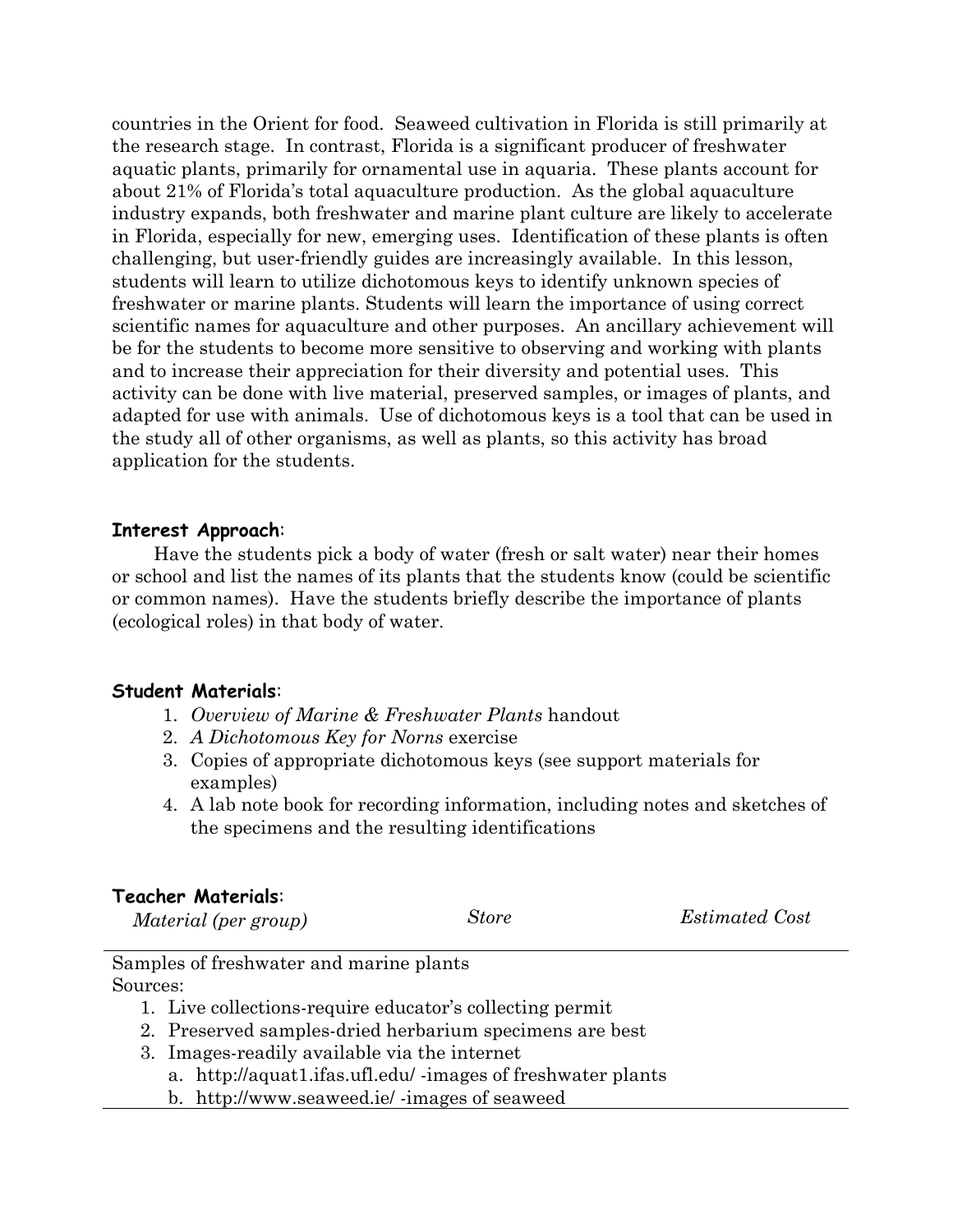countries in the Orient for food. Seaweed cultivation in Florida is still primarily at the research stage. In contrast, Florida is a significant producer of freshwater aquatic plants, primarily for ornamental use in aquaria. These plants account for about 21% of Florida's total aquaculture production. As the global aquaculture industry expands, both freshwater and marine plant culture are likely to accelerate in Florida, especially for new, emerging uses. Identification of these plants is often challenging, but user-friendly guides are increasingly available. In this lesson, students will learn to utilize dichotomous keys to identify unknown species of freshwater or marine plants. Students will learn the importance of using correct scientific names for aquaculture and other purposes. An ancillary achievement will be for the students to become more sensitive to observing and working with plants and to increase their appreciation for their diversity and potential uses. This activity can be done with live material, preserved samples, or images of plants, and adapted for use with animals. Use of dichotomous keys is a tool that can be used in the study all of other organisms, as well as plants, so this activity has broad application for the students.

### Interest Approach:

Have the students pick a body of water (fresh or salt water) near their homes or school and list the names of its plants that the students know (could be scientific or common names). Have the students briefly describe the importance of plants (ecological roles) in that body of water.

### Student Materials:

1. *Overview of Marine & Freshwater Plants* handout
2. *A Dichotomous Key for Norns* exercise
3. Copies of appropriate dichotomous keys (see support materials for examples)
4. A lab note book for recording information, including notes and sketches of the specimens and the resulting identifications

### Teacher Materials:

| *Material (per group)* | *Store* | *Estimated Cost* |
| --- | --- | --- |

Samples of freshwater and marine plants
Sources:

1. Live collections-require educator's collecting permit
2. Preserved samples-dried herbarium specimens are best
3. Images-readily available via the internet
   a. http://aquat1.ifas.ufl.edu/ -images of freshwater plants
   b. http://www.seaweed.ie/ -images of seaweed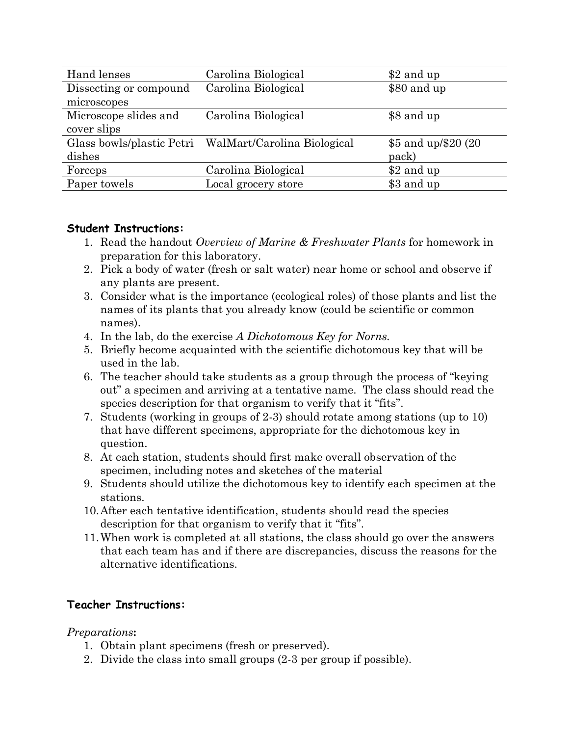| | | |
|---|---|---|
| Hand lenses | Carolina Biological | $2 and up |
| Dissecting or compound microscopes | Carolina Biological | $80 and up |
| Microscope slides and cover slips | Carolina Biological | $8 and up |
| Glass bowls/plastic Petri dishes | WalMart/Carolina Biological | $5 and up/$20 (20 pack) |
| Forceps | Carolina Biological | $2 and up |
| Paper towels | Local grocery store | $3 and up |

**Student Instructions:**

1. Read the handout *Overview of Marine & Freshwater Plants* for homework in preparation for this laboratory.
2. Pick a body of water (fresh or salt water) near home or school and observe if any plants are present.
3. Consider what is the importance (ecological roles) of those plants and list the names of its plants that you already know (could be scientific or common names).
4. In the lab, do the exercise *A Dichotomous Key for Norns.*
5. Briefly become acquainted with the scientific dichotomous key that will be used in the lab.
6. The teacher should take students as a group through the process of "keying out" a specimen and arriving at a tentative name. The class should read the species description for that organism to verify that it "fits".
7. Students (working in groups of 2-3) should rotate among stations (up to 10) that have different specimens, appropriate for the dichotomous key in question.
8. At each station, students should first make overall observation of the specimen, including notes and sketches of the material
9. Students should utilize the dichotomous key to identify each specimen at the stations.
10. After each tentative identification, students should read the species description for that organism to verify that it "fits".
11. When work is completed at all stations, the class should go over the answers that each team has and if there are discrepancies, discuss the reasons for the alternative identifications.

**Teacher Instructions:**

*Preparations***:**

1. Obtain plant specimens (fresh or preserved).
2. Divide the class into small groups (2-3 per group if possible).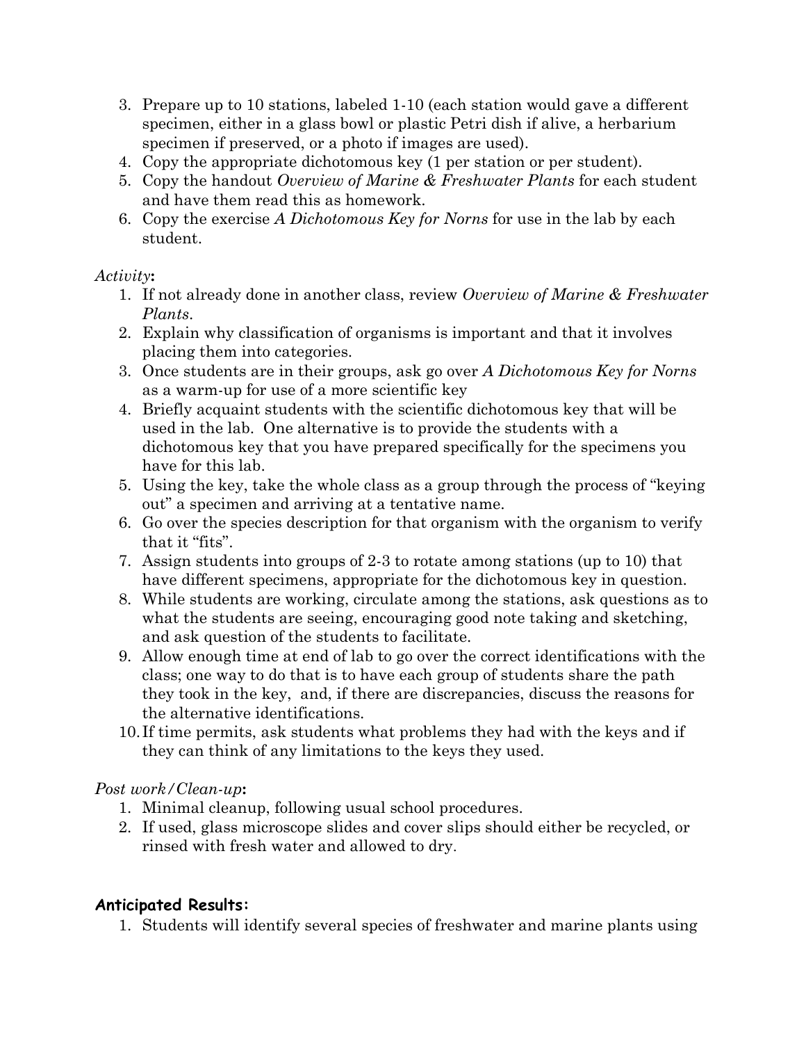3. Prepare up to 10 stations, labeled 1-10 (each station would gave a different specimen, either in a glass bowl or plastic Petri dish if alive, a herbarium specimen if preserved, or a photo if images are used).
4. Copy the appropriate dichotomous key (1 per station or per student).
5. Copy the handout *Overview of Marine & Freshwater Plants* for each student and have them read this as homework.
6. Copy the exercise *A Dichotomous Key for Norns* for use in the lab by each student.

*Activity*:

1. If not already done in another class, review *Overview of Marine & Freshwater Plants*.
2. Explain why classification of organisms is important and that it involves placing them into categories.
3. Once students are in their groups, ask go over *A Dichotomous Key for Norns* as a warm-up for use of a more scientific key
4. Briefly acquaint students with the scientific dichotomous key that will be used in the lab. One alternative is to provide the students with a dichotomous key that you have prepared specifically for the specimens you have for this lab.
5. Using the key, take the whole class as a group through the process of "keying out" a specimen and arriving at a tentative name.
6. Go over the species description for that organism with the organism to verify that it "fits".
7. Assign students into groups of 2-3 to rotate among stations (up to 10) that have different specimens, appropriate for the dichotomous key in question.
8. While students are working, circulate among the stations, ask questions as to what the students are seeing, encouraging good note taking and sketching, and ask question of the students to facilitate.
9. Allow enough time at end of lab to go over the correct identifications with the class; one way to do that is to have each group of students share the path they took in the key, and, if there are discrepancies, discuss the reasons for the alternative identifications.
10. If time permits, ask students what problems they had with the keys and if they can think of any limitations to the keys they used.

*Post work/Clean-up*:

1. Minimal cleanup, following usual school procedures.
2. If used, glass microscope slides and cover slips should either be recycled, or rinsed with fresh water and allowed to dry.

**Anticipated Results:**

1. Students will identify several species of freshwater and marine plants using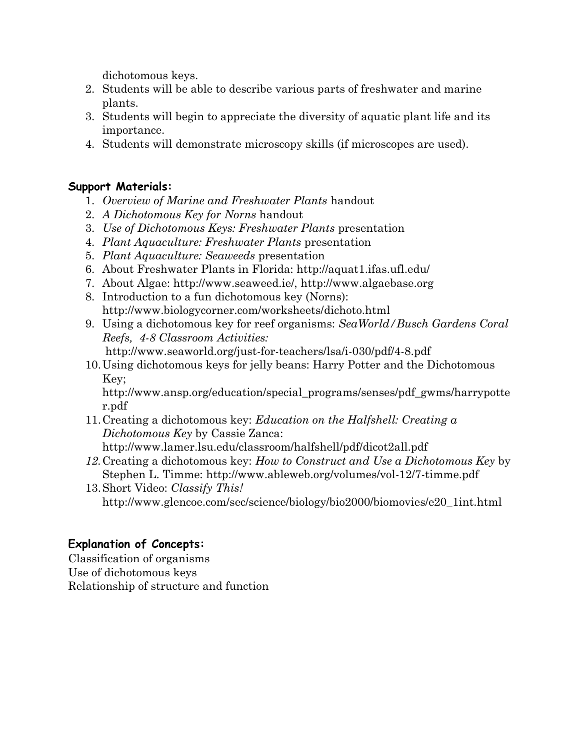dichotomous keys.

2. Students will be able to describe various parts of freshwater and marine plants.
3. Students will begin to appreciate the diversity of aquatic plant life and its importance.
4. Students will demonstrate microscopy skills (if microscopes are used).

**Support Materials:**

1. *Overview of Marine and Freshwater Plants* handout
2. *A Dichotomous Key for Norns* handout
3. *Use of Dichotomous Keys: Freshwater Plants* presentation
4. *Plant Aquaculture: Freshwater Plants* presentation
5. *Plant Aquaculture: Seaweeds* presentation
6. About Freshwater Plants in Florida: http://aquat1.ifas.ufl.edu/
7. About Algae: http://www.seaweed.ie/, http://www.algaebase.org
8. Introduction to a fun dichotomous key (Norns): http://www.biologycorner.com/worksheets/dichoto.html
9. Using a dichotomous key for reef organisms: *SeaWorld/Busch Gardens Coral Reefs, 4-8 Classroom Activities:* http://www.seaworld.org/just-for-teachers/lsa/i-030/pdf/4-8.pdf
10. Using dichotomous keys for jelly beans: Harry Potter and the Dichotomous Key; http://www.ansp.org/education/special_programs/senses/pdf_gwms/harrypotter.pdf
11. Creating a dichotomous key: *Education on the Halfshell: Creating a Dichotomous Key* by Cassie Zanca: http://www.lamer.lsu.edu/classroom/halfshell/pdf/dicot2all.pdf
12. Creating a dichotomous key: *How to Construct and Use a Dichotomous Key* by Stephen L. Timme: http://www.ableweb.org/volumes/vol-12/7-timme.pdf
13. Short Video: *Classify This!* http://www.glencoe.com/sec/science/biology/bio2000/biomovies/e20_1int.html

**Explanation of Concepts:**

Classification of organisms
Use of dichotomous keys
Relationship of structure and function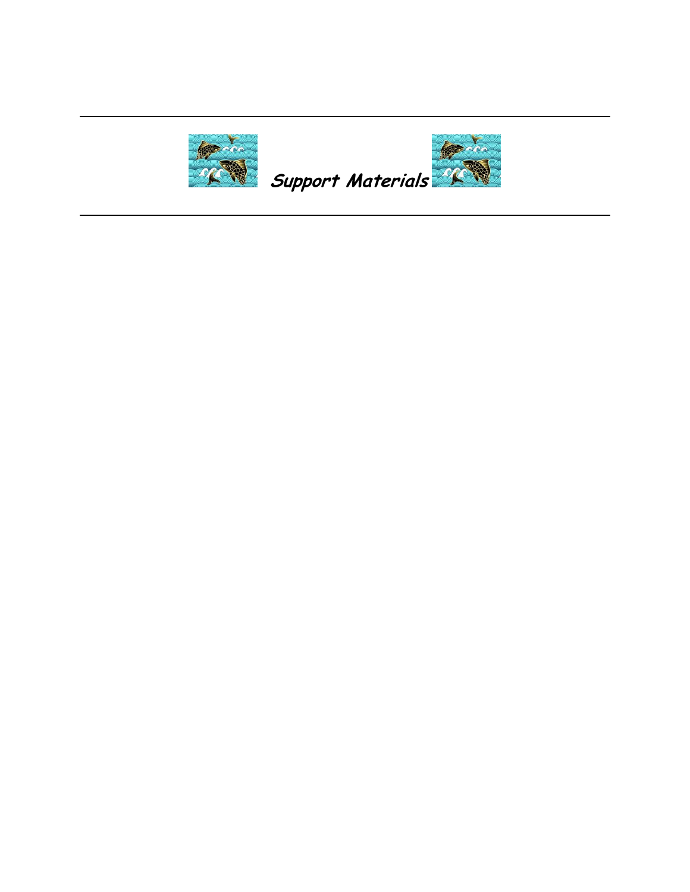## Support Materials